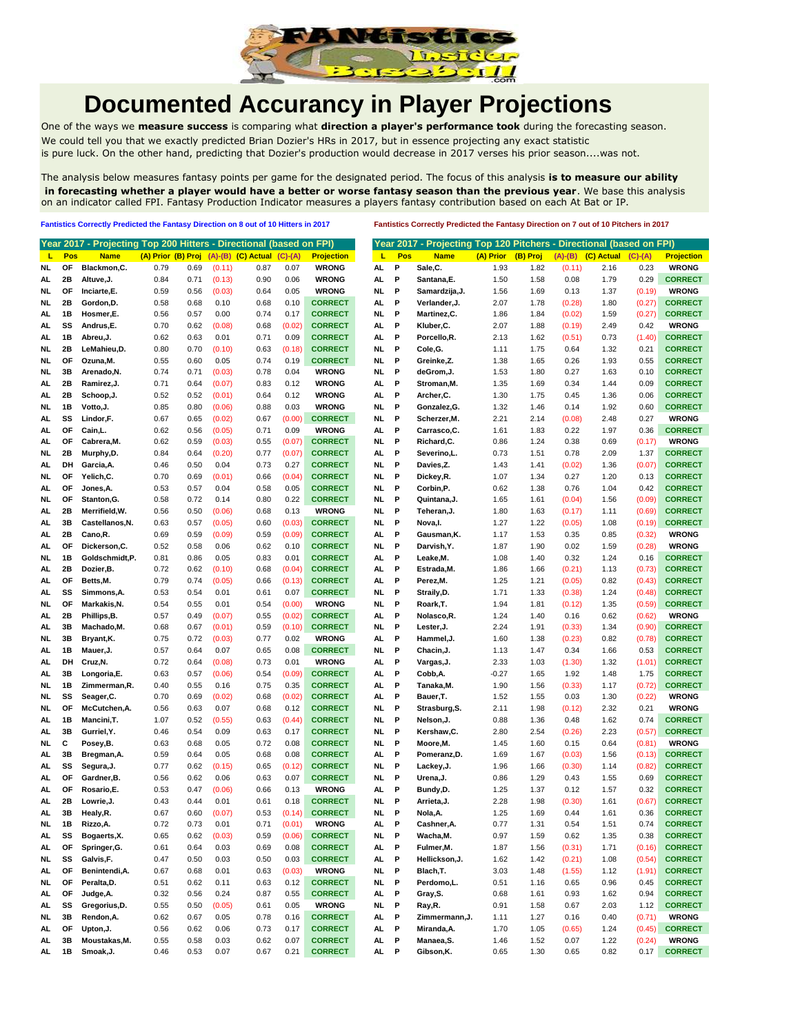# Documented Accurancy in Player Projections

One of the ways we **measure success** is comparing what **direction a player's performance took** during the forecasting season. We could tell you that we exactly predicted Brian Dozier's HRs in 2017, but in essence projecting any exact statistic is pure luck. On the other hand, predicting that Dozier's production would decrease in 2017 verses his prior season....was not.

The analysis below measures fantasy points per game for the designated period. The focus of this analysis **is to measure our ability in forecasting whether a player would have a better or worse fantasy season than the previous year**. We base this analysis on an indicator called FPI. Fantasy Production Indicator measures a players fantasy contribution based on each At Bat or IP.

**Fantistics Correctly Predicted the Fantasy Direction on 8 out of 10 Hitters in 2017**

**Year 2017 - Projecting Top 200 Hitters - Directional (based on FPI)**

| L | Pos | Name | (A) Prior | (B) Proj | (A)-(B) | (C) Actual | (C)-(A) | Projection |
|---|---|---|---|---|---|---|---|---|
| NL | OF | Blackmon,C. | 0.79 | 0.69 | (0.11) | 0.87 | 0.07 | WRONG |
| AL | 2B | Altuve,J. | 0.84 | 0.71 | (0.13) | 0.90 | 0.06 | WRONG |
| NL | OF | Inciarte,E. | 0.59 | 0.56 | (0.03) | 0.64 | 0.05 | WRONG |
| NL | 2B | Gordon,D. | 0.58 | 0.68 | 0.10 | 0.68 | 0.10 | CORRECT |
| AL | 1B | Hosmer,E. | 0.56 | 0.57 | 0.00 | 0.74 | 0.17 | CORRECT |
| AL | SS | Andrus,E. | 0.70 | 0.62 | (0.08) | 0.68 | (0.02) | CORRECT |
| AL | 1B | Abreu,J. | 0.62 | 0.63 | 0.01 | 0.71 | 0.09 | CORRECT |
| NL | 2B | LeMahieu,D. | 0.80 | 0.70 | (0.10) | 0.63 | (0.18) | CORRECT |
| NL | OF | Ozuna,M. | 0.55 | 0.60 | 0.05 | 0.74 | 0.19 | CORRECT |
| NL | 3B | Arenado,N. | 0.74 | 0.71 | (0.03) | 0.78 | 0.04 | WRONG |
| AL | 2B | Ramirez,J. | 0.71 | 0.64 | (0.07) | 0.83 | 0.12 | WRONG |
| AL | 2B | Schoop,J. | 0.52 | 0.52 | (0.01) | 0.64 | 0.12 | WRONG |
| NL | 1B | Votto,J. | 0.85 | 0.80 | (0.06) | 0.88 | 0.03 | WRONG |
| AL | SS | Lindor,F. | 0.67 | 0.65 | (0.02) | 0.67 | (0.00) | CORRECT |
| AL | OF | Cain,L. | 0.62 | 0.56 | (0.05) | 0.71 | 0.09 | WRONG |
| AL | OF | Cabrera,M. | 0.62 | 0.59 | (0.03) | 0.55 | (0.07) | CORRECT |
| NL | 2B | Murphy,D. | 0.84 | 0.64 | (0.20) | 0.77 | (0.07) | CORRECT |
| AL | DH | Garcia,A. | 0.46 | 0.50 | 0.04 | 0.73 | 0.27 | CORRECT |
| NL | OF | Yelich,C. | 0.70 | 0.69 | (0.01) | 0.66 | (0.04) | CORRECT |
| AL | OF | Jones,A. | 0.53 | 0.57 | 0.04 | 0.58 | 0.05 | CORRECT |
| NL | OF | Stanton,G. | 0.58 | 0.72 | 0.14 | 0.80 | 0.22 | CORRECT |
| AL | 2B | Merrifield,W. | 0.56 | 0.50 | (0.06) | 0.68 | 0.13 | WRONG |
| AL | 3B | Castellanos,N. | 0.63 | 0.57 | (0.05) | 0.60 | (0.03) | CORRECT |
| AL | 2B | Cano,R. | 0.69 | 0.59 | (0.09) | 0.59 | (0.09) | CORRECT |
| AL | OF | Dickerson,C. | 0.52 | 0.58 | 0.06 | 0.62 | 0.10 | CORRECT |
| NL | 1B | Goldschmidt,P. | 0.81 | 0.86 | 0.05 | 0.83 | 0.01 | CORRECT |
| AL | 2B | Dozier,B. | 0.72 | 0.62 | (0.10) | 0.68 | (0.04) | CORRECT |
| AL | OF | Betts,M. | 0.79 | 0.74 | (0.05) | 0.66 | (0.13) | CORRECT |
| AL | SS | Simmons,A. | 0.53 | 0.54 | 0.01 | 0.61 | 0.07 | CORRECT |
| NL | OF | Markakis,N. | 0.54 | 0.55 | 0.01 | 0.54 | (0.00) | WRONG |
| AL | 2B | Phillips,B. | 0.57 | 0.49 | (0.07) | 0.55 | (0.02) | CORRECT |
| AL | 3B | Machado,M. | 0.68 | 0.67 | (0.01) | 0.59 | (0.10) | CORRECT |
| NL | 3B | Bryant,K. | 0.75 | 0.72 | (0.03) | 0.77 | 0.02 | WRONG |
| AL | 1B | Mauer,J. | 0.57 | 0.64 | 0.07 | 0.65 | 0.08 | CORRECT |
| AL | DH | Cruz,N. | 0.72 | 0.64 | (0.08) | 0.73 | 0.01 | WRONG |
| AL | 3B | Longoria,E. | 0.63 | 0.57 | (0.06) | 0.54 | (0.09) | CORRECT |
| NL | 1B | Zimmerman,R. | 0.40 | 0.55 | 0.16 | 0.75 | 0.35 | CORRECT |
| NL | SS | Seager,C. | 0.70 | 0.69 | (0.02) | 0.68 | (0.02) | CORRECT |
| NL | OF | McCutchen,A. | 0.56 | 0.63 | 0.07 | 0.68 | 0.12 | CORRECT |
| AL | 1B | Mancini,T. | 1.07 | 0.52 | (0.55) | 0.63 | (0.44) | CORRECT |
| AL | 3B | Gurriel,Y. | 0.46 | 0.54 | 0.09 | 0.63 | 0.17 | CORRECT |
| NL | C | Posey,B. | 0.63 | 0.68 | 0.05 | 0.72 | 0.08 | CORRECT |
| AL | 3B | Bregman,A. | 0.59 | 0.64 | 0.05 | 0.68 | 0.08 | CORRECT |
| AL | SS | Segura,J. | 0.77 | 0.62 | (0.15) | 0.65 | (0.12) | CORRECT |
| AL | OF | Gardner,B. | 0.56 | 0.62 | 0.06 | 0.63 | 0.07 | CORRECT |
| AL | OF | Rosario,E. | 0.53 | 0.47 | (0.06) | 0.66 | 0.13 | WRONG |
| AL | 2B | Lowrie,J. | 0.43 | 0.44 | 0.01 | 0.61 | 0.18 | CORRECT |
| AL | 3B | Healy,R. | 0.67 | 0.60 | (0.07) | 0.53 | (0.14) | CORRECT |
| NL | 1B | Rizzo,A. | 0.72 | 0.73 | 0.01 | 0.71 | (0.01) | WRONG |
| AL | SS | Bogaerts,X. | 0.65 | 0.62 | (0.03) | 0.59 | (0.06) | CORRECT |
| AL | OF | Springer,G. | 0.61 | 0.64 | 0.03 | 0.69 | 0.08 | CORRECT |
| NL | SS | Galvis,F. | 0.47 | 0.50 | 0.03 | 0.50 | 0.03 | CORRECT |
| AL | OF | Benintendi,A. | 0.67 | 0.68 | 0.01 | 0.63 | (0.03) | WRONG |
| NL | OF | Peralta,D. | 0.51 | 0.62 | 0.11 | 0.63 | 0.12 | CORRECT |
| AL | OF | Judge,A. | 0.32 | 0.56 | 0.24 | 0.87 | 0.55 | CORRECT |
| AL | SS | Gregorius,D. | 0.55 | 0.50 | (0.05) | 0.61 | 0.05 | WRONG |
| NL | 3B | Rendon,A. | 0.62 | 0.67 | 0.05 | 0.78 | 0.16 | CORRECT |
| AL | OF | Upton,J. | 0.56 | 0.62 | 0.06 | 0.73 | 0.17 | CORRECT |
| AL | 3B | Moustakas,M. | 0.55 | 0.58 | 0.03 | 0.62 | 0.07 | CORRECT |
| AL | 1B | Smoak,J. | 0.46 | 0.53 | 0.07 | 0.67 | 0.21 | CORRECT |

**Fantistics Correctly Predicted the Fantasy Direction on 7 out of 10 Pitchers in 2017**

**Year 2017 - Projecting Top 120 Pitchers - Directional (based on FPI)**

| L | Pos | Name | (A) Prior | (B) Proj | (A)-(B) | (C) Actual | (C)-(A) | Projection |
|---|---|---|---|---|---|---|---|---|
| AL | P | Sale,C. | 1.93 | 1.82 | (0.11) | 2.16 | 0.23 | WRONG |
| AL | P | Santana,E. | 1.50 | 1.58 | 0.08 | 1.79 | 0.29 | CORRECT |
| NL | P | Samardzija,J. | 1.56 | 1.69 | 0.13 | 1.37 | (0.19) | WRONG |
| AL | P | Verlander,J. | 2.07 | 1.78 | (0.28) | 1.80 | (0.27) | CORRECT |
| NL | P | Martinez,C. | 1.86 | 1.84 | (0.02) | 1.59 | (0.27) | CORRECT |
| AL | P | Kluber,C. | 2.07 | 1.88 | (0.19) | 2.49 | 0.42 | WRONG |
| AL | P | Porcello,R. | 2.13 | 1.62 | (0.51) | 0.73 | (1.40) | CORRECT |
| AL | P | Cole,G. | 1.11 | 1.75 | 0.64 | 1.32 | 0.21 | CORRECT |
| NL | P | Greinke,Z. | 1.38 | 1.65 | 0.26 | 1.93 | 0.55 | CORRECT |
| NL | P | deGrom,J. | 1.53 | 1.80 | 0.27 | 1.63 | 0.10 | CORRECT |
| AL | P | Stroman,M. | 1.35 | 1.69 | 0.34 | 1.44 | 0.09 | CORRECT |
| AL | P | Archer,C. | 1.30 | 1.75 | 0.45 | 1.36 | 0.06 | CORRECT |
| NL | P | Gonzalez,G. | 1.32 | 1.46 | 0.14 | 1.92 | 0.60 | CORRECT |
| NL | P | Scherzer,M. | 2.21 | 2.14 | (0.08) | 2.48 | 0.27 | WRONG |
| AL | P | Carrasco,C. | 1.61 | 1.83 | 0.22 | 1.97 | 0.36 | CORRECT |
| NL | P | Richard,C. | 0.86 | 1.24 | 0.38 | 0.69 | (0.17) | WRONG |
| AL | P | Severino,L. | 0.73 | 1.51 | 0.78 | 2.09 | 1.37 | CORRECT |
| NL | P | Davies,Z. | 1.43 | 1.41 | (0.02) | 1.36 | (0.07) | CORRECT |
| NL | P | Dickey,R. | 1.07 | 1.34 | 0.27 | 1.20 | 0.13 | CORRECT |
| NL | P | Corbin,P. | 0.62 | 1.38 | 0.76 | 1.04 | 0.42 | CORRECT |
| NL | P | Quintana,J. | 1.65 | 1.61 | (0.04) | 1.56 | (0.09) | CORRECT |
| NL | P | Teheran,J. | 1.80 | 1.63 | (0.17) | 1.11 | (0.69) | CORRECT |
| NL | P | Nova,I. | 1.27 | 1.22 | (0.05) | 1.08 | (0.19) | CORRECT |
| AL | P | Gausman,K. | 1.17 | 1.53 | 0.35 | 0.85 | (0.32) | WRONG |
| NL | P | Darvish,Y. | 1.87 | 1.90 | 0.02 | 1.59 | (0.28) | WRONG |
| AL | P | Leake,M. | 1.08 | 1.40 | 0.32 | 1.24 | 0.16 | CORRECT |
| AL | P | Estrada,M. | 1.86 | 1.66 | (0.21) | 1.13 | (0.73) | CORRECT |
| AL | P | Perez,M. | 1.25 | 1.21 | (0.05) | 0.82 | (0.43) | CORRECT |
| NL | P | Straily,D. | 1.71 | 1.33 | (0.38) | 1.24 | (0.48) | CORRECT |
| NL | P | Roark,T. | 1.94 | 1.81 | (0.12) | 1.35 | (0.59) | CORRECT |
| AL | P | Nolasco,R. | 1.24 | 1.40 | 0.16 | 0.62 | (0.62) | WRONG |
| NL | P | Lester,J. | 2.24 | 1.91 | (0.33) | 1.34 | (0.90) | CORRECT |
| AL | P | Hammel,J. | 1.60 | 1.38 | (0.23) | 0.82 | (0.78) | CORRECT |
| NL | P | Chacin,J. | 1.13 | 1.47 | 0.34 | 1.66 | 0.53 | CORRECT |
| AL | P | Vargas,J. | 2.33 | 1.03 | (1.30) | 1.32 | (1.01) | CORRECT |
| AL | P | Cobb,A. | -0.27 | 1.65 | 1.92 | 1.48 | 1.75 | CORRECT |
| AL | P | Tanaka,M. | 1.90 | 1.56 | (0.33) | 1.17 | (0.72) | CORRECT |
| AL | P | Bauer,T. | 1.52 | 1.55 | 0.03 | 1.30 | (0.22) | WRONG |
| NL | P | Strasburg,S. | 2.11 | 1.98 | (0.12) | 2.32 | 0.21 | WRONG |
| NL | P | Nelson,J. | 0.88 | 1.36 | 0.48 | 1.62 | 0.74 | CORRECT |
| NL | P | Kershaw,C. | 2.80 | 2.54 | (0.26) | 2.23 | (0.57) | CORRECT |
| NL | P | Moore,M. | 1.45 | 1.60 | 0.15 | 0.64 | (0.81) | WRONG |
| NL | P | Pomeranz,D. | 1.69 | 1.67 | (0.03) | 1.56 | (0.13) | CORRECT |
| NL | P | Lackey,J. | 1.96 | 1.66 | (0.30) | 1.14 | (0.82) | CORRECT |
| NL | P | Urena,J. | 0.86 | 1.29 | 0.43 | 1.55 | 0.69 | CORRECT |
| AL | P | Bundy,D. | 1.25 | 1.37 | 0.12 | 1.57 | 0.32 | CORRECT |
| NL | P | Arrieta,J. | 2.28 | 1.98 | (0.30) | 1.61 | (0.67) | CORRECT |
| AL | P | Nola,A. | 1.25 | 1.69 | 0.44 | 1.61 | 0.36 | CORRECT |
| AL | P | Cashner,A. | 0.77 | 1.31 | 0.54 | 1.51 | 0.74 | CORRECT |
| AL | P | Wacha,M. | 0.97 | 1.59 | 0.62 | 1.35 | 0.38 | CORRECT |
| AL | P | Fulmer,M. | 1.87 | 1.56 | (0.31) | 1.71 | (0.16) | CORRECT |
| AL | P | Hellickson,J. | 1.62 | 1.42 | (0.21) | 1.08 | (0.54) | CORRECT |
| NL | P | Blach,T. | 3.03 | 1.48 | (1.55) | 1.12 | (1.91) | CORRECT |
| NL | P | Perdomo,L. | 0.51 | 1.16 | 0.65 | 0.96 | 0.45 | CORRECT |
| AL | P | Gray,S. | 0.68 | 1.61 | 0.93 | 1.62 | 0.94 | CORRECT |
| NL | P | Ray,R. | 0.91 | 1.58 | 0.67 | 2.03 | 1.12 | CORRECT |
| AL | P | Zimmermann,J. | 1.11 | 1.27 | 0.16 | 0.40 | (0.71) | WRONG |
| AL | P | Miranda,A. | 1.70 | 1.05 | (0.65) | 1.24 | (0.45) | CORRECT |
| AL | P | Manaea,S. | 1.46 | 1.52 | 0.07 | 1.22 | (0.24) | WRONG |
| AL | P | Gibson,K. | 0.65 | 1.30 | 0.65 | 0.82 | 0.17 | CORRECT |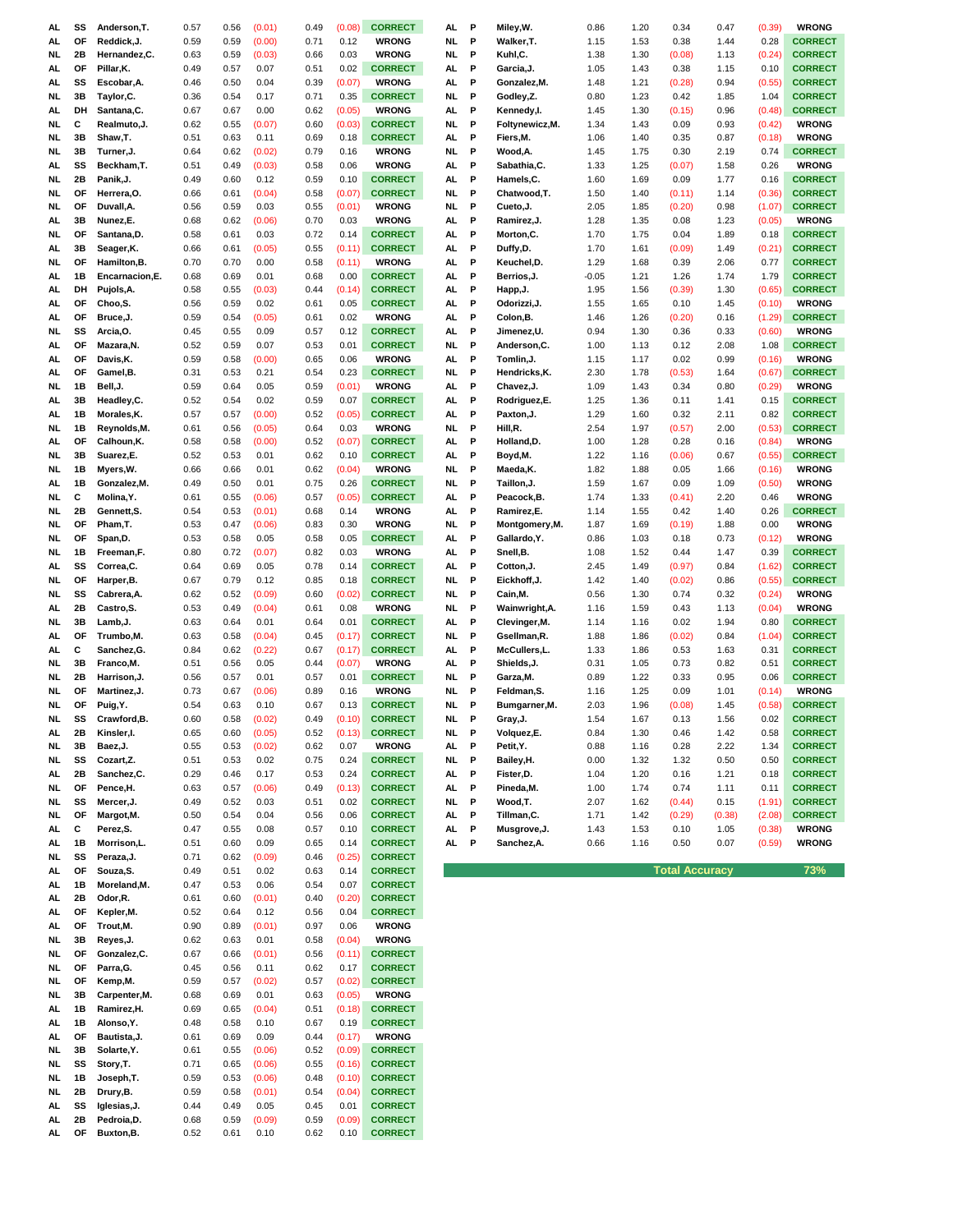| League | Pos | Player | | | | | | Result |
|---|---|---|---|---|---|---|---|---|
| AL | SS | Anderson,T. | 0.57 | 0.56 | (0.01) | 0.49 | (0.08) | CORRECT |
| AL | OF | Reddick,J. | 0.59 | 0.59 | (0.00) | 0.71 | 0.12 | WRONG |
| NL | 2B | Hernandez,C. | 0.63 | 0.59 | (0.03) | 0.66 | 0.03 | WRONG |
| AL | OF | Pillar,K. | 0.49 | 0.57 | 0.07 | 0.51 | 0.02 | CORRECT |
| AL | SS | Escobar,A. | 0.46 | 0.50 | 0.04 | 0.39 | (0.07) | WRONG |
| NL | 3B | Taylor,C. | 0.36 | 0.54 | 0.17 | 0.71 | 0.35 | CORRECT |
| AL | DH | Santana,C. | 0.67 | 0.67 | 0.00 | 0.62 | (0.05) | WRONG |
| NL | C | Realmuto,J. | 0.62 | 0.55 | (0.07) | 0.60 | (0.03) | CORRECT |
| NL | 3B | Shaw,T. | 0.51 | 0.63 | 0.11 | 0.69 | 0.18 | CORRECT |
| NL | 3B | Turner,J. | 0.64 | 0.62 | (0.02) | 0.79 | 0.16 | WRONG |
| AL | SS | Beckham,T. | 0.51 | 0.49 | (0.03) | 0.58 | 0.06 | WRONG |
| NL | 2B | Panik,J. | 0.49 | 0.60 | 0.12 | 0.59 | 0.10 | CORRECT |
| NL | OF | Herrera,O. | 0.66 | 0.61 | (0.04) | 0.58 | (0.07) | CORRECT |
| NL | OF | Duvall,A. | 0.56 | 0.59 | 0.03 | 0.55 | (0.01) | WRONG |
| AL | 3B | Nunez,E. | 0.68 | 0.62 | (0.06) | 0.70 | 0.03 | WRONG |
| NL | OF | Santana,D. | 0.58 | 0.61 | 0.03 | 0.72 | 0.14 | CORRECT |
| AL | 3B | Seager,K. | 0.66 | 0.61 | (0.05) | 0.55 | (0.11) | CORRECT |
| NL | OF | Hamilton,B. | 0.70 | 0.70 | 0.00 | 0.58 | (0.11) | WRONG |
| AL | 1B | Encarnacion,E. | 0.68 | 0.69 | 0.01 | 0.68 | 0.00 | CORRECT |
| AL | DH | Pujols,A. | 0.58 | 0.55 | (0.03) | 0.44 | (0.14) | CORRECT |
| AL | OF | Choo,S. | 0.56 | 0.59 | 0.02 | 0.61 | 0.05 | CORRECT |
| AL | OF | Bruce,J. | 0.59 | 0.54 | (0.05) | 0.61 | 0.02 | WRONG |
| NL | SS | Arcia,O. | 0.45 | 0.55 | 0.09 | 0.57 | 0.12 | CORRECT |
| AL | OF | Mazara,N. | 0.52 | 0.59 | 0.07 | 0.53 | 0.01 | CORRECT |
| AL | OF | Davis,K. | 0.59 | 0.58 | (0.00) | 0.65 | 0.06 | WRONG |
| AL | OF | Gamel,B. | 0.31 | 0.53 | 0.21 | 0.54 | 0.23 | CORRECT |
| NL | 1B | Bell,J. | 0.59 | 0.64 | 0.05 | 0.59 | (0.01) | WRONG |
| AL | 3B | Headley,C. | 0.52 | 0.54 | 0.02 | 0.59 | 0.07 | CORRECT |
| AL | 1B | Morales,K. | 0.57 | 0.57 | (0.00) | 0.52 | (0.05) | CORRECT |
| NL | 1B | Reynolds,M. | 0.61 | 0.56 | (0.05) | 0.64 | 0.03 | WRONG |
| AL | OF | Calhoun,K. | 0.58 | 0.58 | (0.00) | 0.52 | (0.07) | CORRECT |
| NL | 3B | Suarez,E. | 0.52 | 0.53 | 0.01 | 0.62 | 0.10 | CORRECT |
| NL | 1B | Myers,W. | 0.66 | 0.66 | 0.01 | 0.62 | (0.04) | WRONG |
| AL | 1B | Gonzalez,M. | 0.49 | 0.50 | 0.01 | 0.75 | 0.26 | CORRECT |
| NL | C | Molina,Y. | 0.61 | 0.55 | (0.06) | 0.57 | (0.05) | CORRECT |
| NL | 2B | Gennett,S. | 0.54 | 0.53 | (0.01) | 0.68 | 0.14 | WRONG |
| NL | OF | Pham,T. | 0.53 | 0.47 | (0.06) | 0.83 | 0.30 | WRONG |
| NL | OF | Span,D. | 0.53 | 0.58 | 0.05 | 0.58 | 0.05 | CORRECT |
| NL | 1B | Freeman,F. | 0.80 | 0.72 | (0.07) | 0.82 | 0.03 | WRONG |
| AL | SS | Correa,C. | 0.64 | 0.69 | 0.05 | 0.78 | 0.14 | CORRECT |
| NL | OF | Harper,B. | 0.67 | 0.79 | 0.12 | 0.85 | 0.18 | CORRECT |
| NL | SS | Cabrera,A. | 0.62 | 0.52 | (0.09) | 0.60 | (0.02) | CORRECT |
| AL | 2B | Castro,S. | 0.53 | 0.49 | (0.04) | 0.61 | 0.08 | WRONG |
| NL | 3B | Lamb,J. | 0.63 | 0.64 | 0.01 | 0.64 | 0.01 | CORRECT |
| AL | OF | Trumbo,M. | 0.63 | 0.58 | (0.04) | 0.45 | (0.17) | CORRECT |
| AL | C | Sanchez,G. | 0.84 | 0.62 | (0.22) | 0.67 | (0.17) | CORRECT |
| NL | 3B | Franco,M. | 0.51 | 0.56 | 0.05 | 0.44 | (0.07) | WRONG |
| NL | 2B | Harrison,J. | 0.56 | 0.57 | 0.01 | 0.57 | 0.01 | CORRECT |
| NL | OF | Martinez,J. | 0.73 | 0.67 | (0.06) | 0.89 | 0.16 | WRONG |
| NL | OF | Puig,Y. | 0.54 | 0.63 | 0.10 | 0.67 | 0.13 | CORRECT |
| NL | SS | Crawford,B. | 0.60 | 0.58 | (0.02) | 0.49 | (0.10) | CORRECT |
| AL | 2B | Kinsler,I. | 0.65 | 0.60 | (0.05) | 0.52 | (0.13) | CORRECT |
| NL | 3B | Baez,J. | 0.55 | 0.53 | (0.02) | 0.62 | 0.07 | WRONG |
| NL | SS | Cozart,Z. | 0.51 | 0.53 | 0.02 | 0.75 | 0.24 | CORRECT |
| AL | 2B | Sanchez,C. | 0.29 | 0.46 | 0.17 | 0.53 | 0.24 | CORRECT |
| NL | OF | Pence,H. | 0.63 | 0.57 | (0.06) | 0.49 | (0.13) | CORRECT |
| NL | SS | Mercer,J. | 0.49 | 0.52 | 0.03 | 0.51 | 0.02 | CORRECT |
| NL | OF | Margot,M. | 0.50 | 0.54 | 0.04 | 0.56 | 0.06 | CORRECT |
| AL | C | Perez,S. | 0.47 | 0.55 | 0.08 | 0.57 | 0.10 | CORRECT |
| AL | 1B | Morrison,L. | 0.51 | 0.60 | 0.09 | 0.65 | 0.14 | CORRECT |
| NL | SS | Peraza,J. | 0.71 | 0.62 | (0.09) | 0.46 | (0.25) | CORRECT |
| AL | OF | Souza,S. | 0.49 | 0.51 | 0.02 | 0.63 | 0.14 | CORRECT |
| AL | 1B | Moreland,M. | 0.47 | 0.53 | 0.06 | 0.54 | 0.07 | CORRECT |
| AL | 2B | Odor,R. | 0.61 | 0.60 | (0.01) | 0.40 | (0.20) | CORRECT |
| AL | OF | Kepler,M. | 0.52 | 0.64 | 0.12 | 0.56 | 0.04 | CORRECT |
| AL | OF | Trout,M. | 0.90 | 0.89 | (0.01) | 0.97 | 0.06 | WRONG |
| NL | 3B | Reyes,J. | 0.62 | 0.63 | 0.01 | 0.58 | (0.04) | WRONG |
| NL | OF | Gonzalez,C. | 0.67 | 0.66 | (0.01) | 0.56 | (0.11) | CORRECT |
| NL | OF | Parra,G. | 0.45 | 0.56 | 0.11 | 0.62 | 0.17 | CORRECT |
| NL | OF | Kemp,M. | 0.59 | 0.57 | (0.02) | 0.57 | (0.02) | CORRECT |
| NL | 3B | Carpenter,M. | 0.68 | 0.69 | 0.01 | 0.63 | (0.05) | WRONG |
| AL | 1B | Ramirez,H. | 0.69 | 0.65 | (0.04) | 0.51 | (0.18) | CORRECT |
| AL | 1B | Alonso,Y. | 0.48 | 0.58 | 0.10 | 0.67 | 0.19 | CORRECT |
| AL | OF | Bautista,J. | 0.61 | 0.69 | 0.09 | 0.44 | (0.17) | WRONG |
| NL | 3B | Solarte,Y. | 0.61 | 0.55 | (0.06) | 0.52 | (0.09) | CORRECT |
| NL | SS | Story,T. | 0.71 | 0.65 | (0.06) | 0.55 | (0.16) | CORRECT |
| NL | 1B | Joseph,T. | 0.59 | 0.53 | (0.06) | 0.48 | (0.10) | CORRECT |
| NL | 2B | Drury,B. | 0.59 | 0.58 | (0.01) | 0.54 | (0.04) | CORRECT |
| AL | SS | Iglesias,J. | 0.44 | 0.49 | 0.05 | 0.45 | 0.01 | CORRECT |
| AL | 2B | Pedroia,D. | 0.68 | 0.59 | (0.09) | 0.59 | (0.09) | CORRECT |
| AL | OF | Buxton,B. | 0.52 | 0.61 | 0.10 | 0.62 | 0.10 | CORRECT |

| League | Pos | Player | | | | | | Result |
|---|---|---|---|---|---|---|---|---|
| AL | P | Miley,W. | 0.86 | 1.20 | 0.34 | 0.47 | (0.39) | WRONG |
| NL | P | Walker,T. | 1.15 | 1.53 | 0.38 | 1.44 | 0.28 | CORRECT |
| NL | P | Kuhl,C. | 1.38 | 1.30 | (0.08) | 1.13 | (0.24) | CORRECT |
| AL | P | Garcia,J. | 1.05 | 1.43 | 0.38 | 1.15 | 0.10 | CORRECT |
| AL | P | Gonzalez,M. | 1.48 | 1.21 | (0.28) | 0.94 | (0.55) | CORRECT |
| NL | P | Godley,Z. | 0.80 | 1.23 | 0.42 | 1.85 | 1.04 | CORRECT |
| AL | P | Kennedy,I. | 1.45 | 1.30 | (0.15) | 0.96 | (0.48) | CORRECT |
| NL | P | Foltynewicz,M. | 1.34 | 1.43 | 0.09 | 0.93 | (0.42) | WRONG |
| AL | P | Fiers,M. | 1.06 | 1.40 | 0.35 | 0.87 | (0.18) | WRONG |
| NL | P | Wood,A. | 1.45 | 1.75 | 0.30 | 2.19 | 0.74 | CORRECT |
| AL | P | Sabathia,C. | 1.33 | 1.25 | (0.07) | 1.58 | 0.26 | WRONG |
| AL | P | Hamels,C. | 1.60 | 1.69 | 0.09 | 1.77 | 0.16 | CORRECT |
| NL | P | Chatwood,T. | 1.50 | 1.40 | (0.11) | 1.14 | (0.36) | CORRECT |
| NL | P | Cueto,J. | 2.05 | 1.85 | (0.20) | 0.98 | (1.07) | CORRECT |
| AL | P | Ramirez,J. | 1.28 | 1.35 | 0.08 | 1.23 | (0.05) | WRONG |
| AL | P | Morton,C. | 1.70 | 1.75 | 0.04 | 1.89 | 0.18 | CORRECT |
| AL | P | Duffy,D. | 1.70 | 1.61 | (0.09) | 1.49 | (0.21) | CORRECT |
| AL | P | Keuchel,D. | 1.29 | 1.68 | 0.39 | 2.06 | 0.77 | CORRECT |
| AL | P | Berrios,J. | -0.05 | 1.21 | 1.26 | 1.74 | 1.79 | CORRECT |
| AL | P | Happ,J. | 1.95 | 1.56 | (0.39) | 1.30 | (0.65) | CORRECT |
| AL | P | Odorizzi,J. | 1.55 | 1.65 | 0.10 | 1.45 | (0.10) | WRONG |
| AL | P | Colon,B. | 1.46 | 1.26 | (0.20) | 0.16 | (1.29) | CORRECT |
| AL | P | Jimenez,U. | 0.94 | 1.30 | 0.36 | 0.33 | (0.60) | WRONG |
| NL | P | Anderson,C. | 1.00 | 1.13 | 0.12 | 2.08 | 1.08 | CORRECT |
| AL | P | Tomlin,J. | 1.15 | 1.17 | 0.02 | 0.99 | (0.16) | WRONG |
| NL | P | Hendricks,K. | 2.30 | 1.78 | (0.53) | 1.64 | (0.67) | CORRECT |
| AL | P | Chavez,J. | 1.09 | 1.43 | 0.34 | 0.80 | (0.29) | WRONG |
| AL | P | Rodriguez,E. | 1.25 | 1.36 | 0.11 | 1.41 | 0.15 | CORRECT |
| AL | P | Paxton,J. | 1.29 | 1.60 | 0.32 | 2.11 | 0.82 | CORRECT |
| NL | P | Hill,R. | 2.54 | 1.97 | (0.57) | 2.00 | (0.53) | CORRECT |
| AL | P | Holland,D. | 1.00 | 1.28 | 0.28 | 0.16 | (0.84) | WRONG |
| AL | P | Boyd,M. | 1.22 | 1.16 | (0.06) | 0.67 | (0.55) | CORRECT |
| NL | P | Maeda,K. | 1.82 | 1.88 | 0.05 | 1.66 | (0.16) | WRONG |
| AL | P | Taillon,J. | 1.59 | 1.67 | 0.09 | 1.09 | (0.50) | WRONG |
| AL | P | Peacock,B. | 1.74 | 1.33 | (0.41) | 2.20 | 0.46 | WRONG |
| AL | P | Ramirez,E. | 1.14 | 1.55 | 0.42 | 1.40 | 0.26 | CORRECT |
| NL | P | Montgomery,M. | 1.87 | 1.69 | (0.19) | 1.88 | 0.00 | WRONG |
| AL | P | Gallardo,Y. | 0.86 | 1.03 | 0.18 | 0.73 | (0.12) | WRONG |
| AL | P | Snell,B. | 1.08 | 1.52 | 0.44 | 1.47 | 0.39 | CORRECT |
| AL | P | Cotton,J. | 2.45 | 1.49 | (0.97) | 0.84 | (1.62) | CORRECT |
| NL | P | Eickhoff,J. | 1.42 | 1.40 | (0.02) | 0.86 | (0.55) | CORRECT |
| NL | P | Cain,M. | 0.56 | 1.30 | 0.74 | 0.32 | (0.24) | WRONG |
| NL | P | Wainwright,A. | 1.16 | 1.59 | 0.43 | 1.13 | (0.04) | WRONG |
| AL | P | Clevinger,M. | 1.14 | 1.16 | 0.02 | 1.94 | 0.80 | CORRECT |
| NL | P | Gsellman,R. | 1.88 | 1.86 | (0.02) | 0.84 | (1.04) | CORRECT |
| AL | P | McCullers,L. | 1.33 | 1.86 | 0.53 | 1.63 | 0.31 | CORRECT |
| AL | P | Shields,J. | 0.31 | 1.05 | 0.73 | 0.82 | 0.51 | CORRECT |
| NL | P | Garza,M. | 0.89 | 1.22 | 0.33 | 0.95 | 0.06 | CORRECT |
| NL | P | Feldman,S. | 1.16 | 1.25 | 0.09 | 1.01 | (0.14) | WRONG |
| NL | P | Bumgarner,M. | 2.03 | 1.96 | (0.08) | 1.45 | (0.58) | CORRECT |
| NL | P | Gray,J. | 1.54 | 1.67 | 0.13 | 1.56 | 0.02 | CORRECT |
| NL | P | Volquez,E. | 0.84 | 1.30 | 0.46 | 1.42 | 0.58 | CORRECT |
| AL | P | Petit,Y. | 0.88 | 1.16 | 0.28 | 2.22 | 1.34 | CORRECT |
| NL | P | Bailey,H. | 0.00 | 1.32 | 1.32 | 0.50 | 0.50 | CORRECT |
| AL | P | Fister,D. | 1.04 | 1.20 | 0.16 | 1.21 | 0.18 | CORRECT |
| AL | P | Pineda,M. | 1.00 | 1.74 | 0.74 | 1.11 | 0.11 | CORRECT |
| NL | P | Wood,T. | 2.07 | 1.62 | (0.44) | 0.15 | (1.91) | CORRECT |
| AL | P | Tillman,C. | 1.71 | 1.42 | (0.29) | (0.38) | (2.08) | CORRECT |
| AL | P | Musgrove,J. | 1.43 | 1.53 | 0.10 | 1.05 | (0.38) | WRONG |
| AL | P | Sanchez,A. | 0.66 | 1.16 | 0.50 | 0.07 | (0.59) | WRONG |

**Total Accuracy: 73%**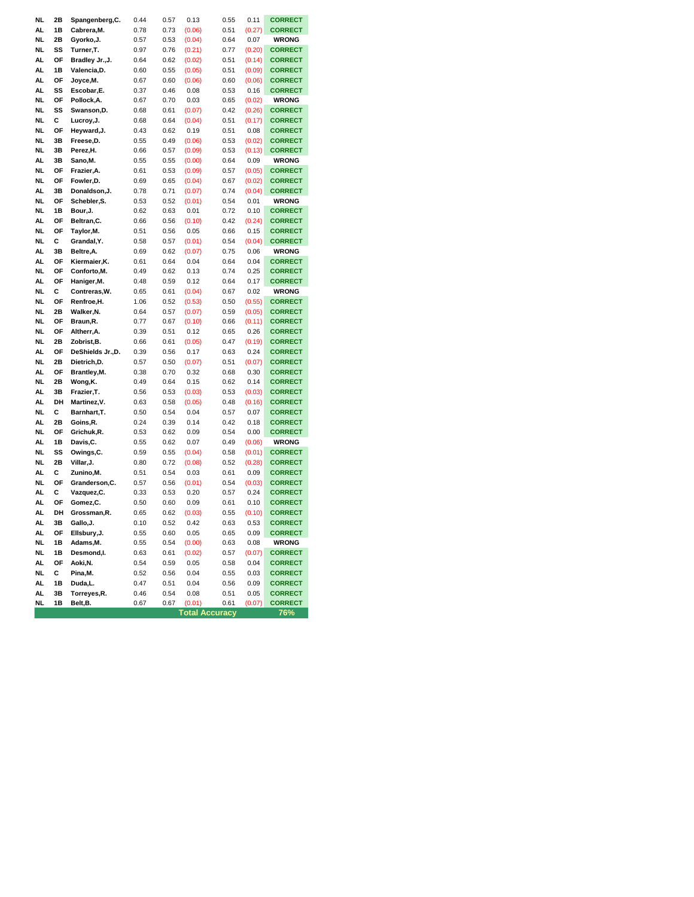| | | | | | | | | |
|---|---|---|---|---|---|---|---|---|
| NL | 2B | Spangenberg,C. | 0.44 | 0.57 | 0.13 | 0.55 | 0.11 | CORRECT |
| AL | 1B | Cabrera,M. | 0.78 | 0.73 | (0.06) | 0.51 | (0.27) | CORRECT |
| NL | 2B | Gyorko,J. | 0.57 | 0.53 | (0.04) | 0.64 | 0.07 | WRONG |
| NL | SS | Turner,T. | 0.97 | 0.76 | (0.21) | 0.77 | (0.20) | CORRECT |
| AL | OF | Bradley Jr.,J. | 0.64 | 0.62 | (0.02) | 0.51 | (0.14) | CORRECT |
| AL | 1B | Valencia,D. | 0.60 | 0.55 | (0.05) | 0.51 | (0.09) | CORRECT |
| AL | OF | Joyce,M. | 0.67 | 0.60 | (0.06) | 0.60 | (0.06) | CORRECT |
| AL | SS | Escobar,E. | 0.37 | 0.46 | 0.08 | 0.53 | 0.16 | CORRECT |
| NL | OF | Pollock,A. | 0.67 | 0.70 | 0.03 | 0.65 | (0.02) | WRONG |
| NL | SS | Swanson,D. | 0.68 | 0.61 | (0.07) | 0.42 | (0.26) | CORRECT |
| NL | C | Lucroy,J. | 0.68 | 0.64 | (0.04) | 0.51 | (0.17) | CORRECT |
| NL | OF | Heyward,J. | 0.43 | 0.62 | 0.19 | 0.51 | 0.08 | CORRECT |
| NL | 3B | Freese,D. | 0.55 | 0.49 | (0.06) | 0.53 | (0.02) | CORRECT |
| NL | 3B | Perez,H. | 0.66 | 0.57 | (0.09) | 0.53 | (0.13) | CORRECT |
| AL | 3B | Sano,M. | 0.55 | 0.55 | (0.00) | 0.64 | 0.09 | WRONG |
| NL | OF | Frazier,A. | 0.61 | 0.53 | (0.09) | 0.57 | (0.05) | CORRECT |
| NL | OF | Fowler,D. | 0.69 | 0.65 | (0.04) | 0.67 | (0.02) | CORRECT |
| AL | 3B | Donaldson,J. | 0.78 | 0.71 | (0.07) | 0.74 | (0.04) | CORRECT |
| NL | OF | Schebler,S. | 0.53 | 0.52 | (0.01) | 0.54 | 0.01 | WRONG |
| NL | 1B | Bour,J. | 0.62 | 0.63 | 0.01 | 0.72 | 0.10 | CORRECT |
| AL | OF | Beltran,C. | 0.66 | 0.56 | (0.10) | 0.42 | (0.24) | CORRECT |
| NL | OF | Taylor,M. | 0.51 | 0.56 | 0.05 | 0.66 | 0.15 | CORRECT |
| NL | C | Grandal,Y. | 0.58 | 0.57 | (0.01) | 0.54 | (0.04) | CORRECT |
| AL | 3B | Beltre,A. | 0.69 | 0.62 | (0.07) | 0.75 | 0.06 | WRONG |
| AL | OF | Kiermaier,K. | 0.61 | 0.64 | 0.04 | 0.64 | 0.04 | CORRECT |
| NL | OF | Conforto,M. | 0.49 | 0.62 | 0.13 | 0.74 | 0.25 | CORRECT |
| AL | OF | Haniger,M. | 0.48 | 0.59 | 0.12 | 0.64 | 0.17 | CORRECT |
| NL | C | Contreras,W. | 0.65 | 0.61 | (0.04) | 0.67 | 0.02 | WRONG |
| NL | OF | Renfroe,H. | 1.06 | 0.52 | (0.53) | 0.50 | (0.55) | CORRECT |
| NL | 2B | Walker,N. | 0.64 | 0.57 | (0.07) | 0.59 | (0.05) | CORRECT |
| NL | OF | Braun,R. | 0.77 | 0.67 | (0.10) | 0.66 | (0.11) | CORRECT |
| NL | OF | Altherr,A. | 0.39 | 0.51 | 0.12 | 0.65 | 0.26 | CORRECT |
| NL | 2B | Zobrist,B. | 0.66 | 0.61 | (0.05) | 0.47 | (0.19) | CORRECT |
| AL | OF | DeShields Jr.,D. | 0.39 | 0.56 | 0.17 | 0.63 | 0.24 | CORRECT |
| NL | 2B | Dietrich,D. | 0.57 | 0.50 | (0.07) | 0.51 | (0.07) | CORRECT |
| AL | OF | Brantley,M. | 0.38 | 0.70 | 0.32 | 0.68 | 0.30 | CORRECT |
| NL | 2B | Wong,K. | 0.49 | 0.64 | 0.15 | 0.62 | 0.14 | CORRECT |
| AL | 3B | Frazier,T. | 0.56 | 0.53 | (0.03) | 0.53 | (0.03) | CORRECT |
| AL | DH | Martinez,V. | 0.63 | 0.58 | (0.05) | 0.48 | (0.16) | CORRECT |
| NL | C | Barnhart,T. | 0.50 | 0.54 | 0.04 | 0.57 | 0.07 | CORRECT |
| AL | 2B | Goins,R. | 0.24 | 0.39 | 0.14 | 0.42 | 0.18 | CORRECT |
| NL | OF | Grichuk,R. | 0.53 | 0.62 | 0.09 | 0.54 | 0.00 | CORRECT |
| AL | 1B | Davis,C. | 0.55 | 0.62 | 0.07 | 0.49 | (0.06) | WRONG |
| NL | SS | Owings,C. | 0.59 | 0.55 | (0.04) | 0.58 | (0.01) | CORRECT |
| NL | 2B | Villar,J. | 0.80 | 0.72 | (0.08) | 0.52 | (0.28) | CORRECT |
| AL | C | Zunino,M. | 0.51 | 0.54 | 0.03 | 0.61 | 0.09 | CORRECT |
| NL | OF | Granderson,C. | 0.57 | 0.56 | (0.01) | 0.54 | (0.03) | CORRECT |
| AL | C | Vazquez,C. | 0.33 | 0.53 | 0.20 | 0.57 | 0.24 | CORRECT |
| AL | OF | Gomez,C. | 0.50 | 0.60 | 0.09 | 0.61 | 0.10 | CORRECT |
| AL | DH | Grossman,R. | 0.65 | 0.62 | (0.03) | 0.55 | (0.10) | CORRECT |
| AL | 3B | Gallo,J. | 0.10 | 0.52 | 0.42 | 0.63 | 0.53 | CORRECT |
| AL | OF | Ellsbury,J. | 0.55 | 0.60 | 0.05 | 0.65 | 0.09 | CORRECT |
| NL | 1B | Adams,M. | 0.55 | 0.54 | (0.00) | 0.63 | 0.08 | WRONG |
| NL | 1B | Desmond,I. | 0.63 | 0.61 | (0.02) | 0.57 | (0.07) | CORRECT |
| AL | OF | Aoki,N. | 0.54 | 0.59 | 0.05 | 0.58 | 0.04 | CORRECT |
| NL | C | Pina,M. | 0.52 | 0.56 | 0.04 | 0.55 | 0.03 | CORRECT |
| AL | 1B | Duda,L. | 0.47 | 0.51 | 0.04 | 0.56 | 0.09 | CORRECT |
| AL | 3B | Torreyes,R. | 0.46 | 0.54 | 0.08 | 0.51 | 0.05 | CORRECT |
| NL | 1B | Belt,B. | 0.67 | 0.67 | (0.01) | 0.61 | (0.07) | CORRECT |
| | | | | | **Total Accuracy** | | | **76%** |